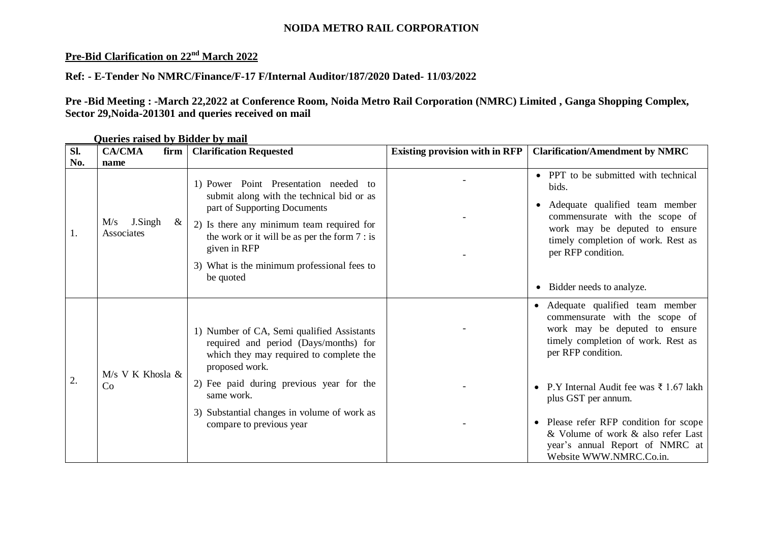# NOIDA METRO RAIL CORPORATION

## Pre-Bid Clarification on 22nd March 2022

**Ref: - E-Tender No NMRC/Finance/F-17 F/Internal Auditor/187/2020 Dated- 11/03/2022**

**Pre -Bid Meeting : -March 22,2022 at Conference Room, Noida Metro Rail Corporation (NMRC) Limited , Ganga Shopping Complex, Sector 29,Noida-201301 and queries received on mail**

**Queries raised by Bidder by mail**

| Sl. No. | CA/CMA firm name | Clarification Requested | Existing provision with in RFP | Clarification/Amendment by NMRC |
|---|---|---|---|---|
| 1. | M/s J.Singh & Associates | 1) Power Point Presentation needed to submit along with the technical bid or as part of Supporting Documents<br>2) Is there any minimum team required for the work or it will be as per the form 7 : is given in RFP<br>3) What is the minimum professional fees to be quoted | -<br>-<br>- | • PPT to be submitted with technical bids.<br>• Adequate qualified team member commensurate with the scope of work may be deputed to ensure timely completion of work. Rest as per RFP condition.<br>• Bidder needs to analyze. |
| 2. | M/s V K Khosla & Co | 1) Number of CA, Semi qualified Assistants required and period (Days/months) for which they may required to complete the proposed work.<br>2) Fee paid during previous year for the same work.<br>3) Substantial changes in volume of work as compare to previous year | -<br>-<br>- | • Adequate qualified team member commensurate with the scope of work may be deputed to ensure timely completion of work. Rest as per RFP condition.<br>• P.Y Internal Audit fee was ₹ 1.67 lakh plus GST per annum.<br>• Please refer RFP condition for scope & Volume of work & also refer Last year's annual Report of NMRC at Website WWW.NMRC.Co.in. |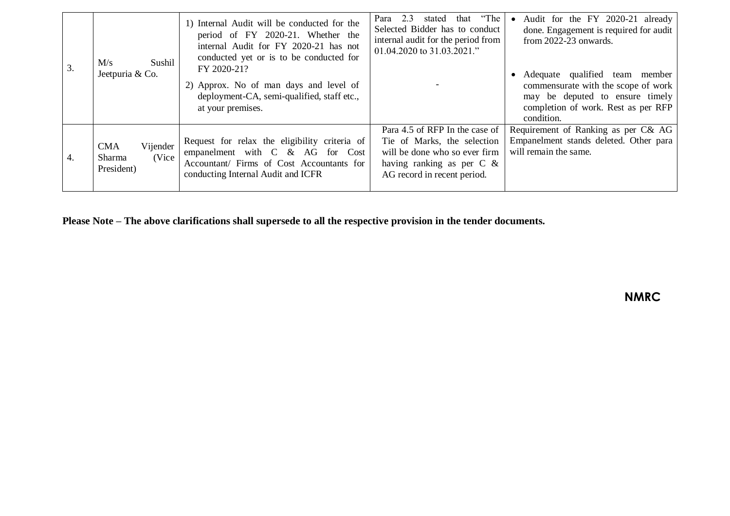| | | | | |
|---|---|---|---|---|
| 3. | M/s Sushil Jeetpuria & Co. | 1) Internal Audit will be conducted for the period of FY 2020-21. Whether the internal Audit for FY 2020-21 has not conducted yet or is to be conducted for FY 2020-21?<br>2) Approx. No of man days and level of deployment-CA, semi-qualified, staff etc., at your premises. | Para 2.3 stated that "The Selected Bidder has to conduct internal audit for the period from 01.04.2020 to 31.03.2021."<br>- | • Audit for the FY 2020-21 already done. Engagement is required for audit from 2022-23 onwards.<br>• Adequate qualified team member commensurate with the scope of work may be deputed to ensure timely completion of work. Rest as per RFP condition. |
| 4. | CMA Vijender Sharma (Vice President) | Request for relax the eligibility criteria of empanelment with C & AG for Cost Accountant/ Firms of Cost Accountants for conducting Internal Audit and ICFR | Para 4.5 of RFP In the case of Tie of Marks, the selection will be done who so ever firm having ranking as per C & AG record in recent period. | Requirement of Ranking as per C& AG Empanelment stands deleted. Other para will remain the same. |

**Please Note – The above clarifications shall supersede to all the respective provision in the tender documents.**

**NMRC**